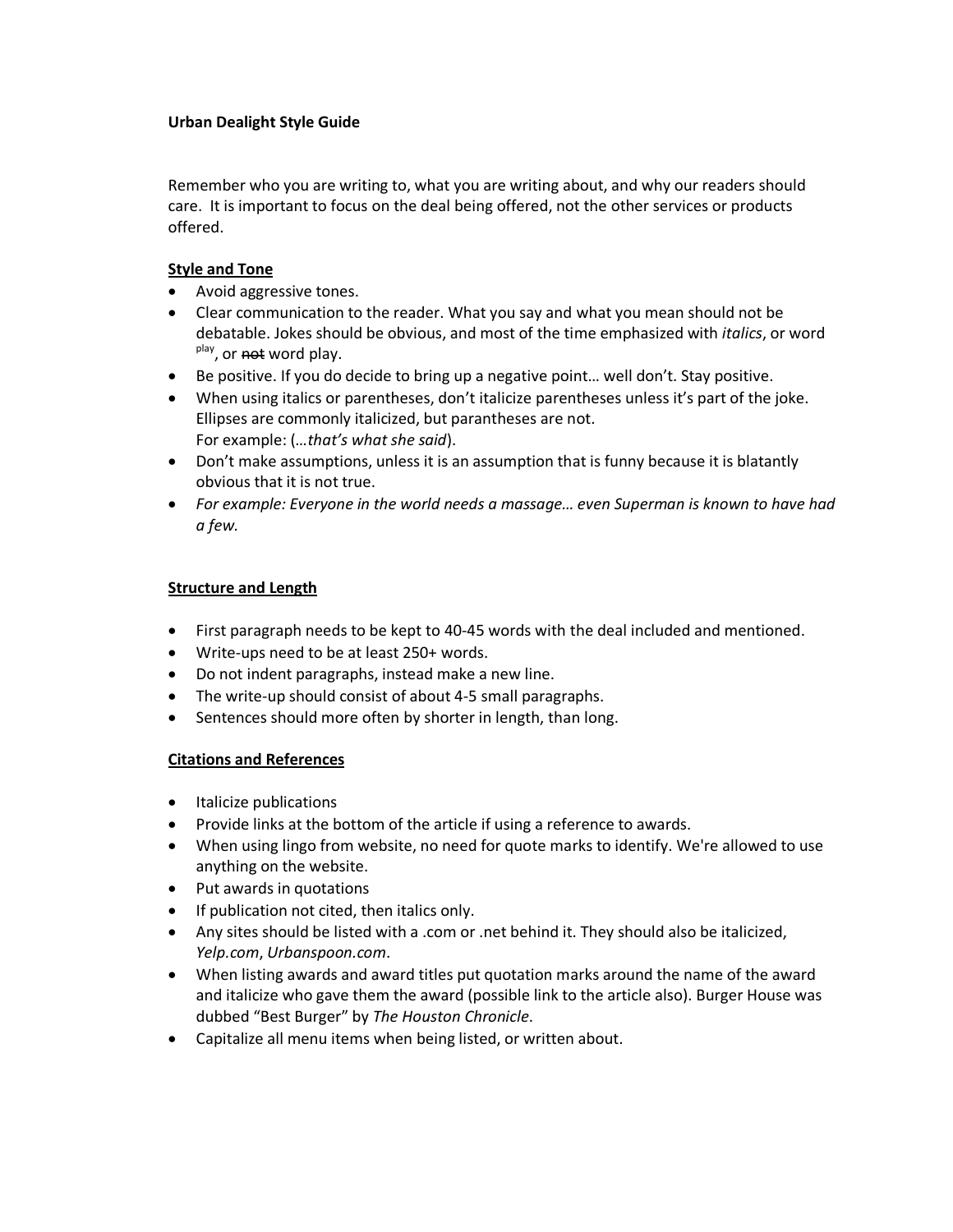**Urban Dealight Style Guide**

Remember who you are writing to, what you are writing about, and why our readers should care. It is important to focus on the deal being offered, not the other services or products offered.

**Style and Tone**

- Avoid aggressive tones.
- Clear communication to the reader. What you say and what you mean should not be debatable. Jokes should be obvious, and most of the time emphasized with *italics*, or word $^{play}$, or ~~not~~ word play.
- Be positive. If you do decide to bring up a negative point… well don't. Stay positive.
- When using italics or parentheses, don't italicize parentheses unless it's part of the joke. Ellipses are commonly italicized, but parantheses are not.
  For example: (*…that's what she said*).
- Don't make assumptions, unless it is an assumption that is funny because it is blatantly obvious that it is not true.
- *For example: Everyone in the world needs a massage… even Superman is known to have had a few.*

**Structure and Length**

- First paragraph needs to be kept to 40-45 words with the deal included and mentioned.
- Write-ups need to be at least 250+ words.
- Do not indent paragraphs, instead make a new line.
- The write-up should consist of about 4-5 small paragraphs.
- Sentences should more often by shorter in length, than long.

**Citations and References**

- Italicize publications
- Provide links at the bottom of the article if using a reference to awards.
- When using lingo from website, no need for quote marks to identify. We're allowed to use anything on the website.
- Put awards in quotations
- If publication not cited, then italics only.
- Any sites should be listed with a .com or .net behind it. They should also be italicized, *Yelp.com*, *Urbanspoon.com*.
- When listing awards and award titles put quotation marks around the name of the award and italicize who gave them the award (possible link to the article also). Burger House was dubbed "Best Burger" by *The Houston Chronicle*.
- Capitalize all menu items when being listed, or written about.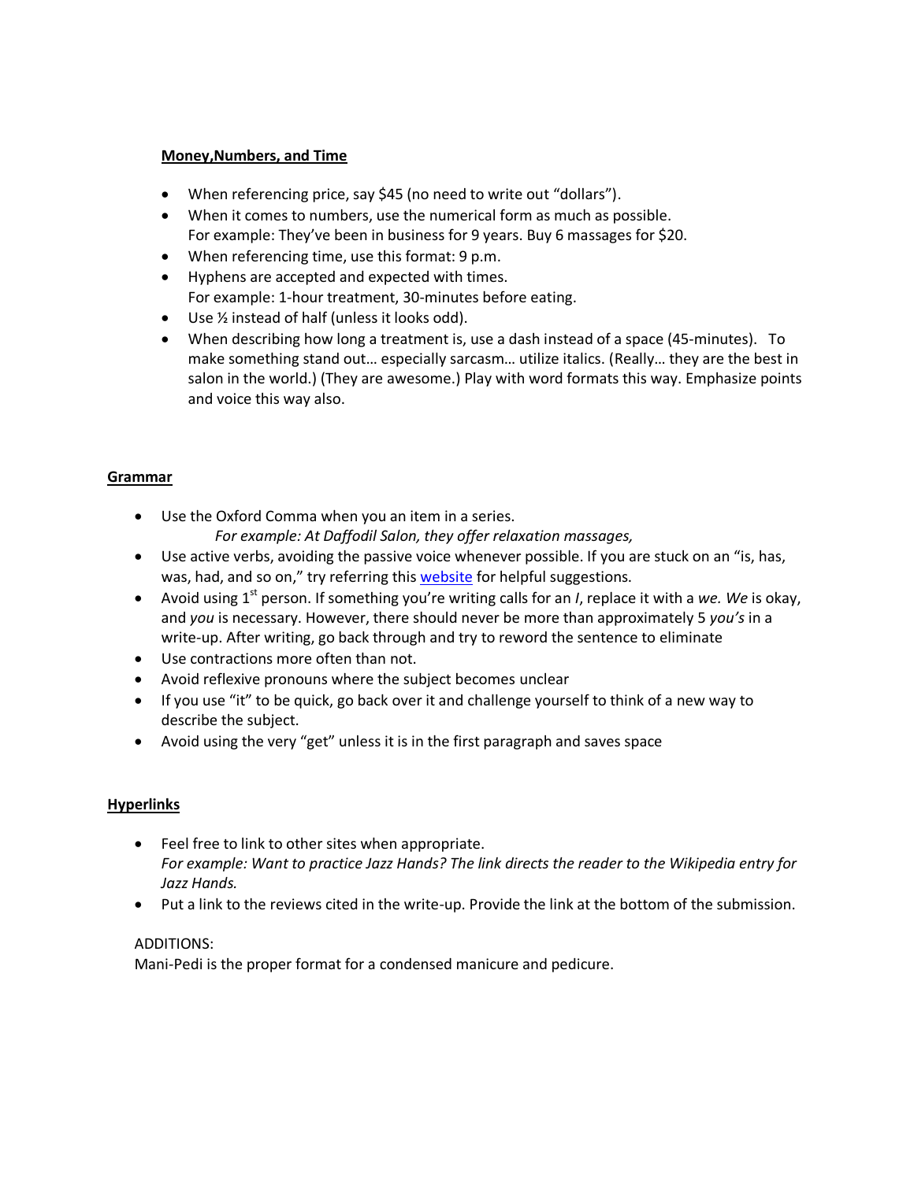**Money,Numbers, and Time**

- When referencing price, say $45 (no need to write out "dollars").
- When it comes to numbers, use the numerical form as much as possible.
  For example: They've been in business for 9 years. Buy 6 massages for $20.
- When referencing time, use this format: 9 p.m.
- Hyphens are accepted and expected with times.
  For example: 1-hour treatment, 30-minutes before eating.
- Use ½ instead of half (unless it looks odd).
- When describing how long a treatment is, use a dash instead of a space (45-minutes). To make something stand out… especially sarcasm… utilize italics. (Really… they are the best in salon in the world.) (They are awesome.) Play with word formats this way. Emphasize points and voice this way also.

**Grammar**

- Use the Oxford Comma when you an item in a series.
  *For example: At Daffodil Salon, they offer relaxation massages,*
- Use active verbs, avoiding the passive voice whenever possible. If you are stuck on an "is, has, was, had, and so on," try referring this website for helpful suggestions.
- Avoid using 1st person. If something you're writing calls for an *I*, replace it with a *we. We* is okay, and *you* is necessary. However, there should never be more than approximately 5 *you's* in a write-up. After writing, go back through and try to reword the sentence to eliminate
- Use contractions more often than not.
- Avoid reflexive pronouns where the subject becomes unclear
- If you use "it" to be quick, go back over it and challenge yourself to think of a new way to describe the subject.
- Avoid using the very "get" unless it is in the first paragraph and saves space

**Hyperlinks**

- Feel free to link to other sites when appropriate.
  *For example: Want to practice Jazz Hands? The link directs the reader to the Wikipedia entry for Jazz Hands.*
- Put a link to the reviews cited in the write-up. Provide the link at the bottom of the submission.

ADDITIONS:
Mani-Pedi is the proper format for a condensed manicure and pedicure.